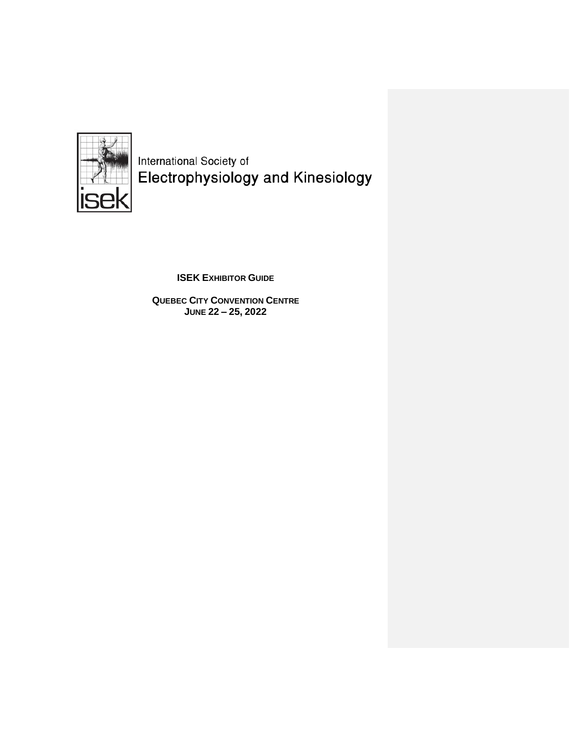International Society of
Electrophysiology and Kinesiology

# ISEK EXHIBITOR GUIDE

**QUEBEC CITY CONVENTION CENTRE**
**JUNE 22 – 25, 2022**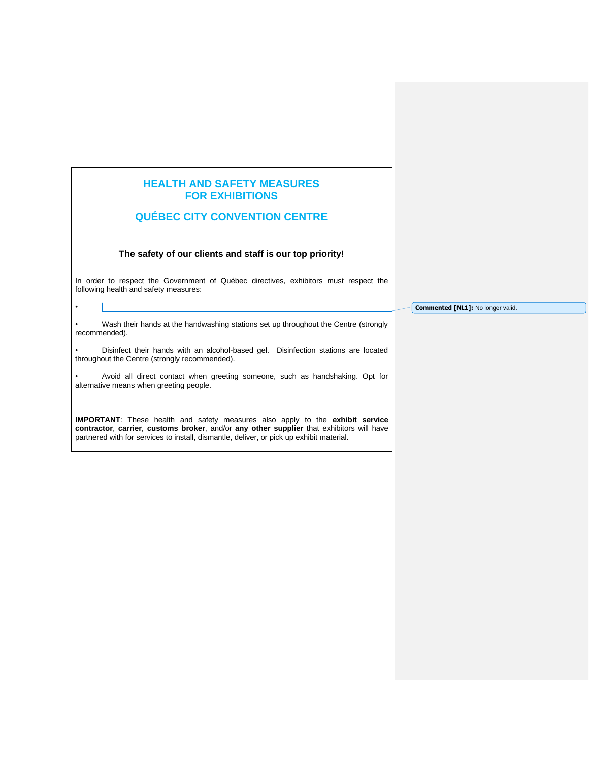# HEALTH AND SAFETY MEASURES FOR EXHIBITIONS

## QUÉBEC CITY CONVENTION CENTRE

**The safety of our clients and staff is our top priority!**

In order to respect the Government of Québec directives, exhibitors must respect the following health and safety measures:

- 
- Wash their hands at the handwashing stations set up throughout the Centre (strongly recommended).
- Disinfect their hands with an alcohol-based gel. Disinfection stations are located throughout the Centre (strongly recommended).
- Avoid all direct contact when greeting someone, such as handshaking. Opt for alternative means when greeting people.

**IMPORTANT**: These health and safety measures also apply to the **exhibit service contractor**, **carrier**, **customs broker**, and/or **any other supplier** that exhibitors will have partnered with for services to install, dismantle, deliver, or pick up exhibit material.

**Commented [NL1]:** No longer valid.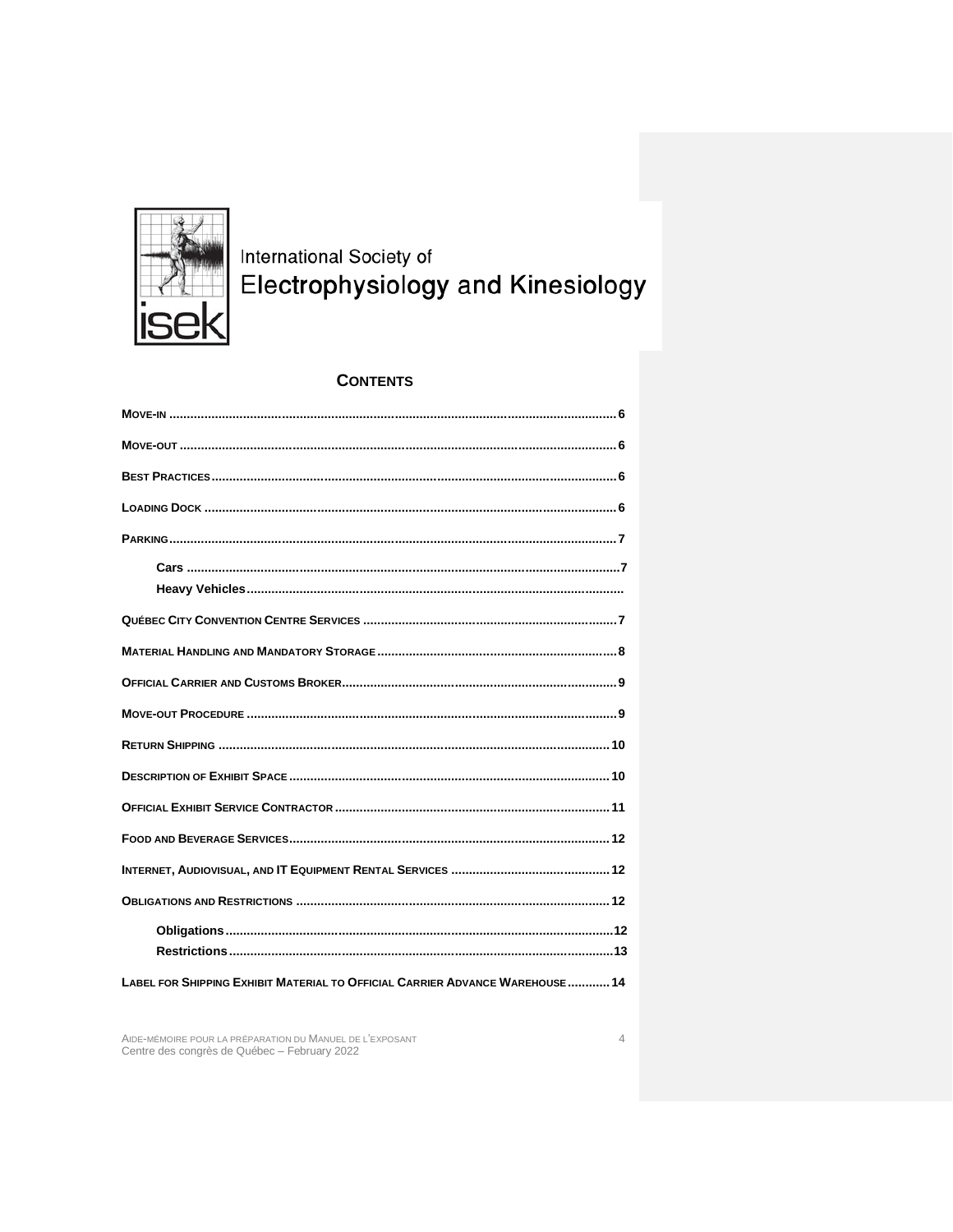International Society of
Electrophysiology and Kinesiology

## CONTENTS

- **MOVE-IN** ..... 6
- **MOVE-OUT** ..... 6
- **BEST PRACTICES** ..... 6
- **LOADING DOCK** ..... 6
- **PARKING** ..... 7
  - **Cars** ..... 7
  - **Heavy Vehicles** .....
- **QUÉBEC CITY CONVENTION CENTRE SERVICES** ..... 7
- **MATERIAL HANDLING AND MANDATORY STORAGE** ..... 8
- **OFFICIAL CARRIER AND CUSTOMS BROKER** ..... 9
- **MOVE-OUT PROCEDURE** ..... 9
- **RETURN SHIPPING** ..... 10
- **DESCRIPTION OF EXHIBIT SPACE** ..... 10
- **OFFICIAL EXHIBIT SERVICE CONTRACTOR** ..... 11
- **FOOD AND BEVERAGE SERVICES** ..... 12
- **INTERNET, AUDIOVISUAL, AND IT EQUIPMENT RENTAL SERVICES** ..... 12
- **OBLIGATIONS AND RESTRICTIONS** ..... 12
  - **Obligations** ..... 12
  - **Restrictions** ..... 13
- **LABEL FOR SHIPPING EXHIBIT MATERIAL TO OFFICIAL CARRIER ADVANCE WAREHOUSE** ..... 14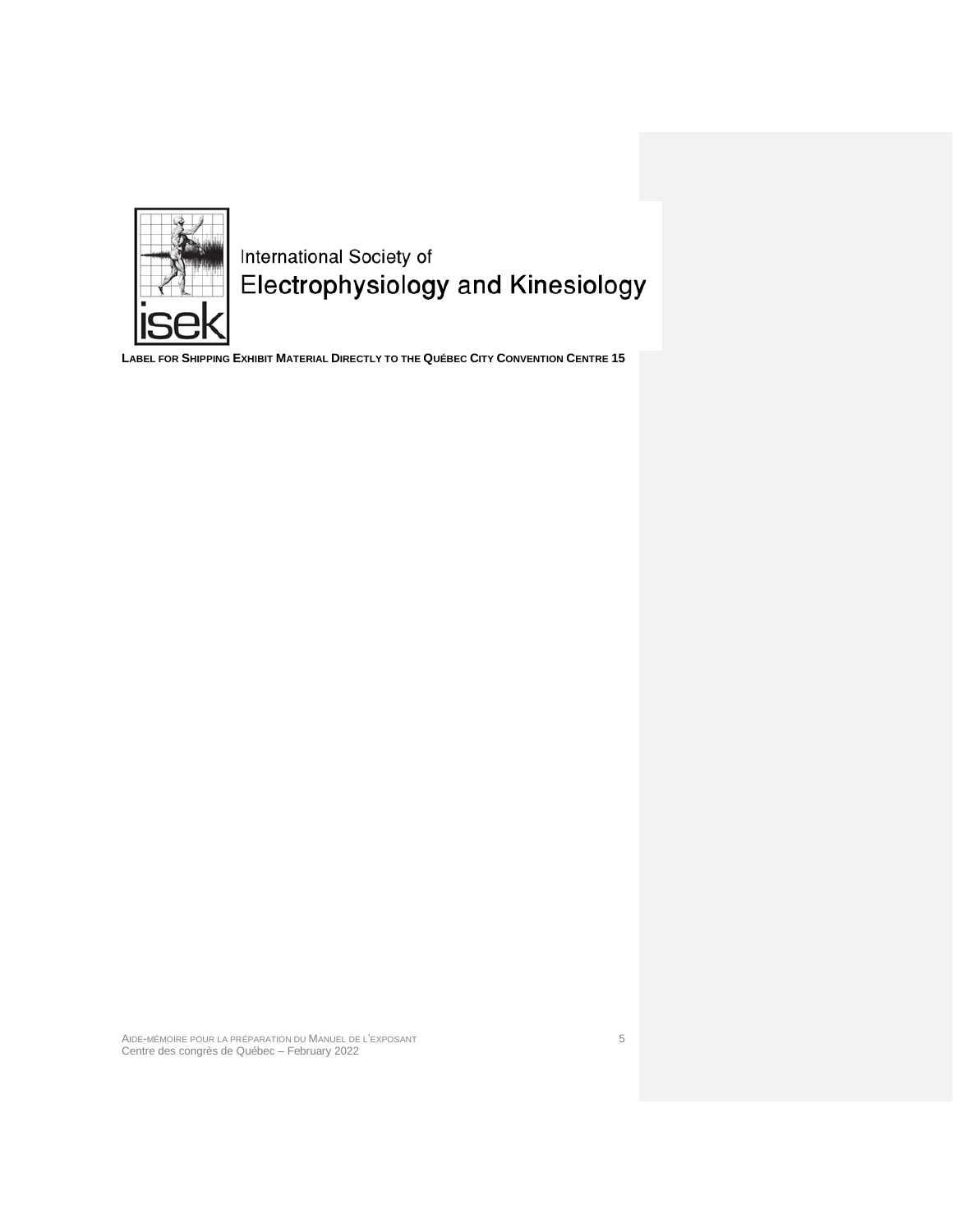International Society of
Electrophysiology and Kinesiology

**LABEL FOR SHIPPING EXHIBIT MATERIAL DIRECTLY TO THE QUÉBEC CITY CONVENTION CENTRE 15**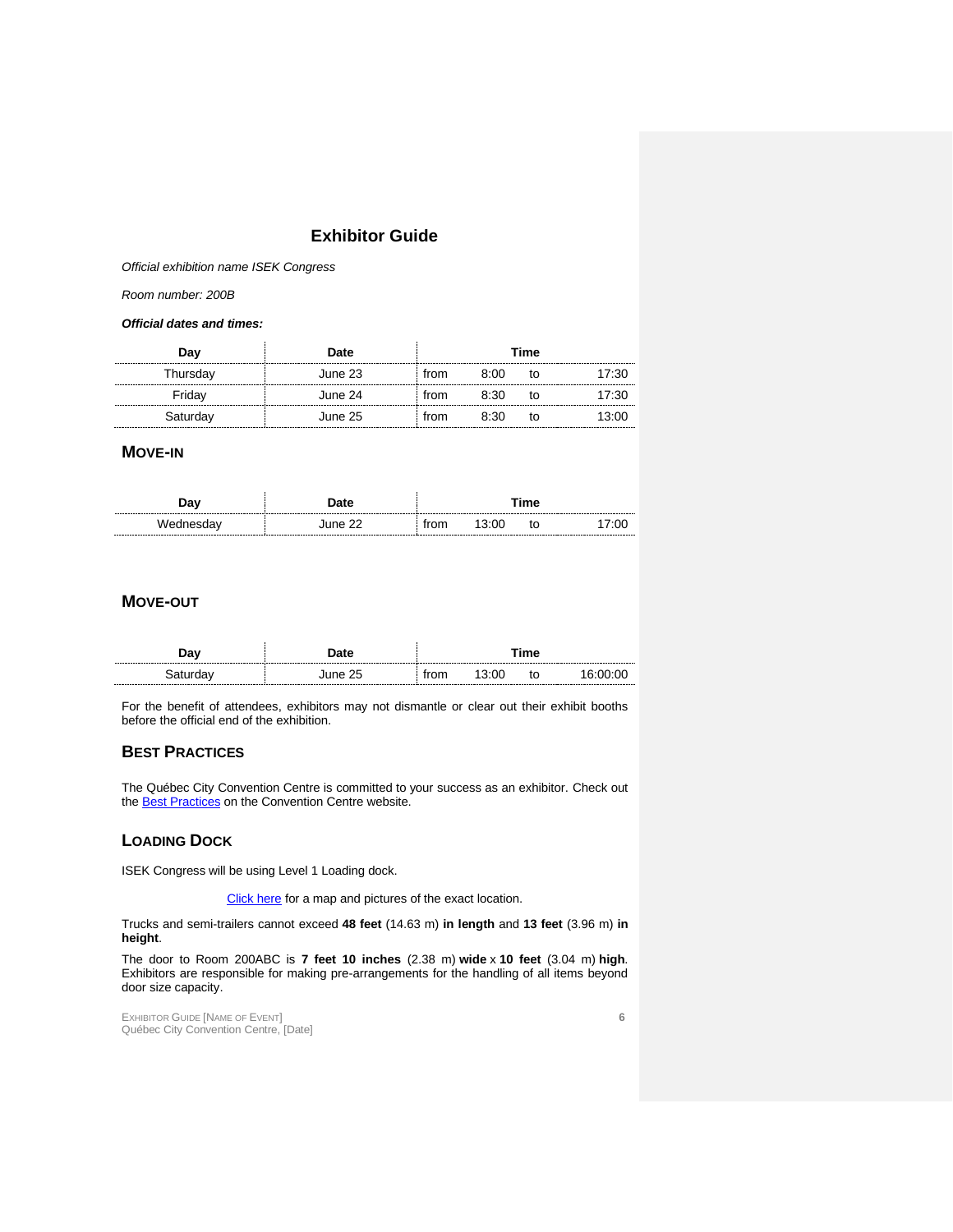# Exhibitor Guide

*Official exhibition name ISEK Congress*

*Room number: 200B*

***Official dates and times:***

| Day | Date | Time | | | |
|---|---|---|---|---|---|
| Thursday | June 23 | from | 8:00 | to | 17:30 |
| Friday | June 24 | from | 8:30 | to | 17:30 |
| Saturday | June 25 | from | 8:30 | to | 13:00 |

## MOVE-IN

| Day | Date | Time | | | |
|---|---|---|---|---|---|
| Wednesday | June 22 | from | 13:00 | to | 17:00 |

## MOVE-OUT

| Day | Date | Time | | | |
|---|---|---|---|---|---|
| Saturday | June 25 | from | 13:00 | to | 16:00:00 |

For the benefit of attendees, exhibitors may not dismantle or clear out their exhibit booths before the official end of the exhibition.

## BEST PRACTICES

The Québec City Convention Centre is committed to your success as an exhibitor. Check out the Best Practices on the Convention Centre website.

## LOADING DOCK

ISEK Congress will be using Level 1 Loading dock.

Click here for a map and pictures of the exact location.

Trucks and semi-trailers cannot exceed **48 feet** (14.63 m) **in length** and **13 feet** (3.96 m) **in height**.

The door to Room 200ABC is **7 feet 10 inches** (2.38 m) **wide** x **10 feet** (3.04 m) **high**. Exhibitors are responsible for making pre-arrangements for the handling of all items beyond door size capacity.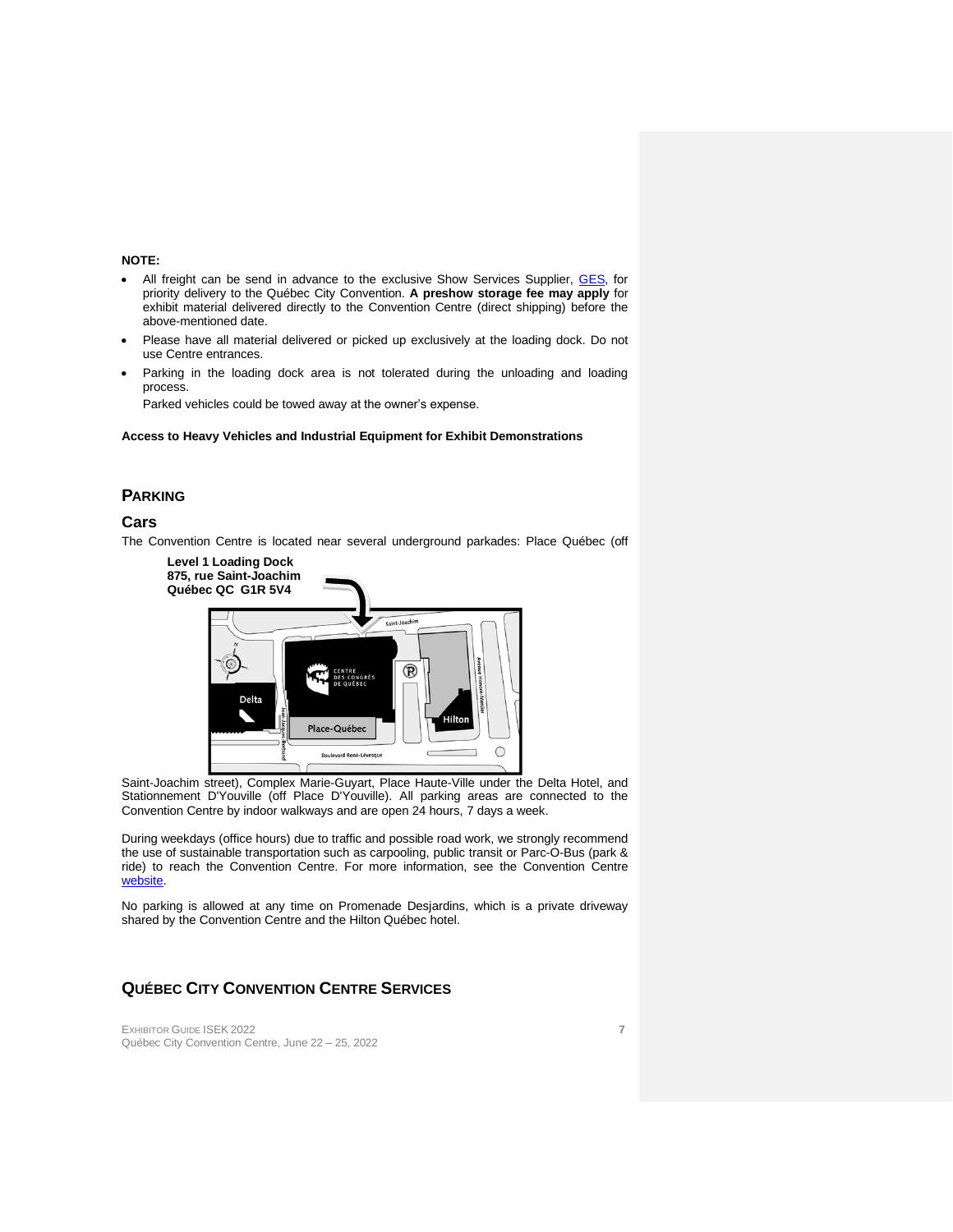**NOTE:**

- All freight can be send in advance to the exclusive Show Services Supplier, GES, for priority delivery to the Québec City Convention. **A preshow storage fee may apply** for exhibit material delivered directly to the Convention Centre (direct shipping) before the above-mentioned date.
- Please have all material delivered or picked up exclusively at the loading dock. Do not use Centre entrances.
- Parking in the loading dock area is not tolerated during the unloading and loading process.

  Parked vehicles could be towed away at the owner's expense.

**Access to Heavy Vehicles and Industrial Equipment for Exhibit Demonstrations**

## PARKING

### Cars

The Convention Centre is located near several underground parkades: Place Québec (off Saint-Joachim street), Complex Marie-Guyart, Place Haute-Ville under the Delta Hotel, and Stationnement D'Youville (off Place D'Youville). All parking areas are connected to the Convention Centre by indoor walkways and are open 24 hours, 7 days a week.

**Level 1 Loading Dock**
**875, rue Saint-Joachim**
**Québec QC G1R 5V4**

During weekdays (office hours) due to traffic and possible road work, we strongly recommend the use of sustainable transportation such as carpooling, public transit or Parc-O-Bus (park & ride) to reach the Convention Centre. For more information, see the Convention Centre website.

No parking is allowed at any time on Promenade Desjardins, which is a private driveway shared by the Convention Centre and the Hilton Québec hotel.

## QUÉBEC CITY CONVENTION CENTRE SERVICES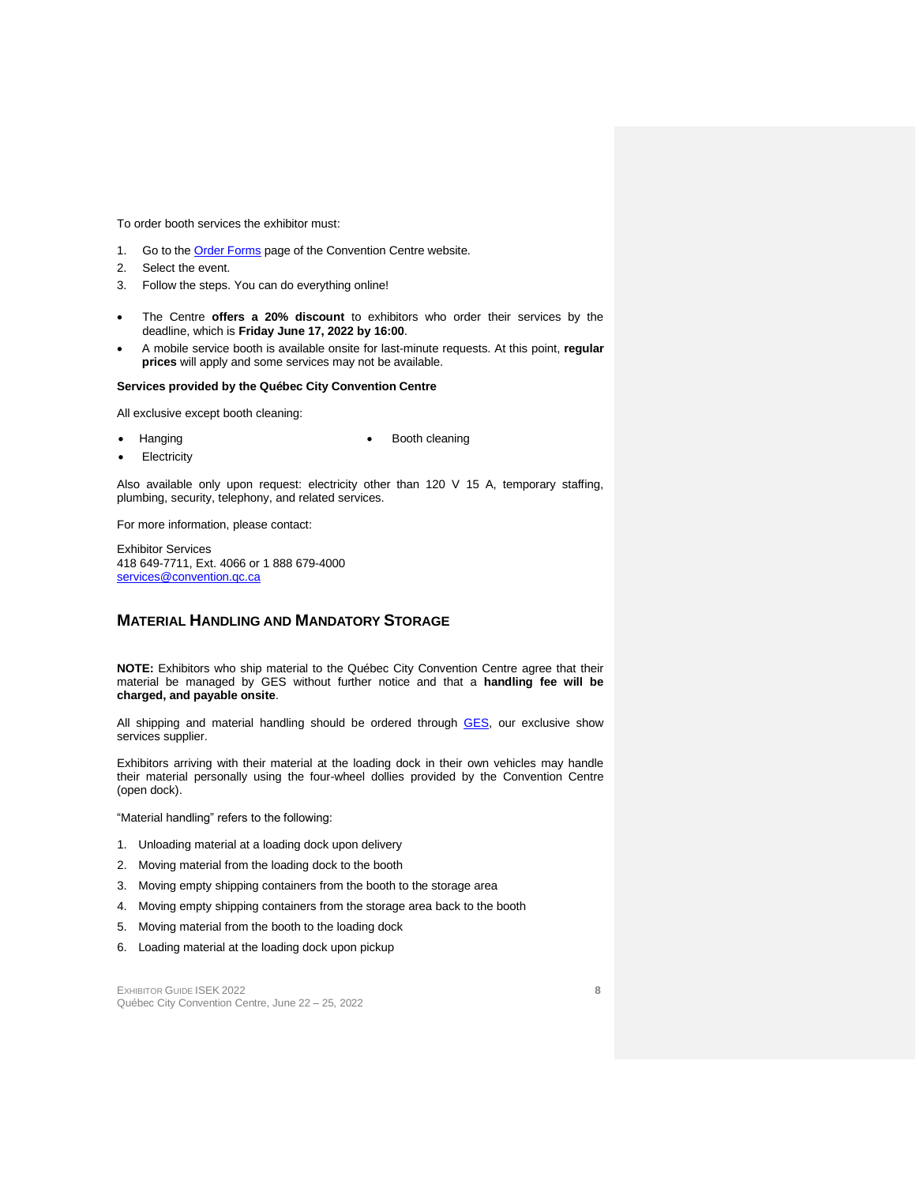To order booth services the exhibitor must:

1. Go to the [Order Forms](#) page of the Convention Centre website.
2. Select the event.
3. Follow the steps. You can do everything online!

- The Centre **offers a 20% discount** to exhibitors who order their services by the deadline, which is **Friday June 17, 2022 by 16:00**.
- A mobile service booth is available onsite for last-minute requests. At this point, **regular prices** will apply and some services may not be available.

**Services provided by the Québec City Convention Centre**

All exclusive except booth cleaning:

- Hanging
- Electricity
- Booth cleaning

Also available only upon request: electricity other than 120 V 15 A, temporary staffing, plumbing, security, telephony, and related services.

For more information, please contact:

Exhibitor Services
418 649-7711, Ext. 4066 or 1 888 679-4000
services@convention.qc.ca

## Material Handling and Mandatory Storage

**NOTE:** Exhibitors who ship material to the Québec City Convention Centre agree that their material be managed by GES without further notice and that a **handling fee will be charged, and payable onsite**.

All shipping and material handling should be ordered through [GES](#), our exclusive show services supplier.

Exhibitors arriving with their material at the loading dock in their own vehicles may handle their material personally using the four-wheel dollies provided by the Convention Centre (open dock).

"Material handling" refers to the following:

1. Unloading material at a loading dock upon delivery
2. Moving material from the loading dock to the booth
3. Moving empty shipping containers from the booth to the storage area
4. Moving empty shipping containers from the storage area back to the booth
5. Moving material from the booth to the loading dock
6. Loading material at the loading dock upon pickup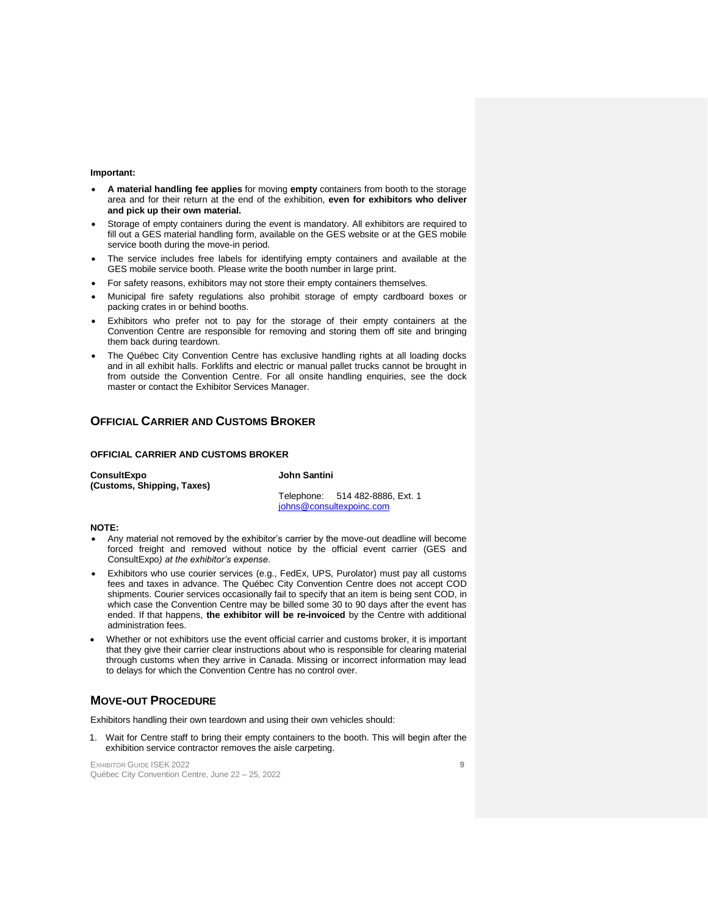**Important:**

- **A material handling fee applies** for moving **empty** containers from booth to the storage area and for their return at the end of the exhibition, **even for exhibitors who deliver and pick up their own material.**
- Storage of empty containers during the event is mandatory. All exhibitors are required to fill out a GES material handling form, available on the GES website or at the GES mobile service booth during the move-in period.
- The service includes free labels for identifying empty containers and available at the GES mobile service booth. Please write the booth number in large print.
- For safety reasons, exhibitors may not store their empty containers themselves.
- Municipal fire safety regulations also prohibit storage of empty cardboard boxes or packing crates in or behind booths.
- Exhibitors who prefer not to pay for the storage of their empty containers at the Convention Centre are responsible for removing and storing them off site and bringing them back during teardown.
- The Québec City Convention Centre has exclusive handling rights at all loading docks and in all exhibit halls. Forklifts and electric or manual pallet trucks cannot be brought in from outside the Convention Centre. For all onsite handling enquiries, see the dock master or contact the Exhibitor Services Manager.

## Official Carrier and Customs Broker

**OFFICIAL CARRIER AND CUSTOMS BROKER**

**ConsultExpo**
**(Customs, Shipping, Taxes)**

**John Santini**

Telephone: 514 482-8886, Ext. 1
johns@consultexpoinc.com

**NOTE:**

- Any material not removed by the exhibitor's carrier by the move-out deadline will become forced freight and removed without notice by the official event carrier (GES and ConsultExpo*) at the exhibitor's expense.*
- Exhibitors who use courier services (e.g., FedEx, UPS, Purolator) must pay all customs fees and taxes in advance. The Québec City Convention Centre does not accept COD shipments. Courier services occasionally fail to specify that an item is being sent COD, in which case the Convention Centre may be billed some 30 to 90 days after the event has ended. If that happens, **the exhibitor will be re-invoiced** by the Centre with additional administration fees.
- Whether or not exhibitors use the event official carrier and customs broker, it is important that they give their carrier clear instructions about who is responsible for clearing material through customs when they arrive in Canada. Missing or incorrect information may lead to delays for which the Convention Centre has no control over.

## Move-out Procedure

Exhibitors handling their own teardown and using their own vehicles should:

1. Wait for Centre staff to bring their empty containers to the booth. This will begin after the exhibition service contractor removes the aisle carpeting.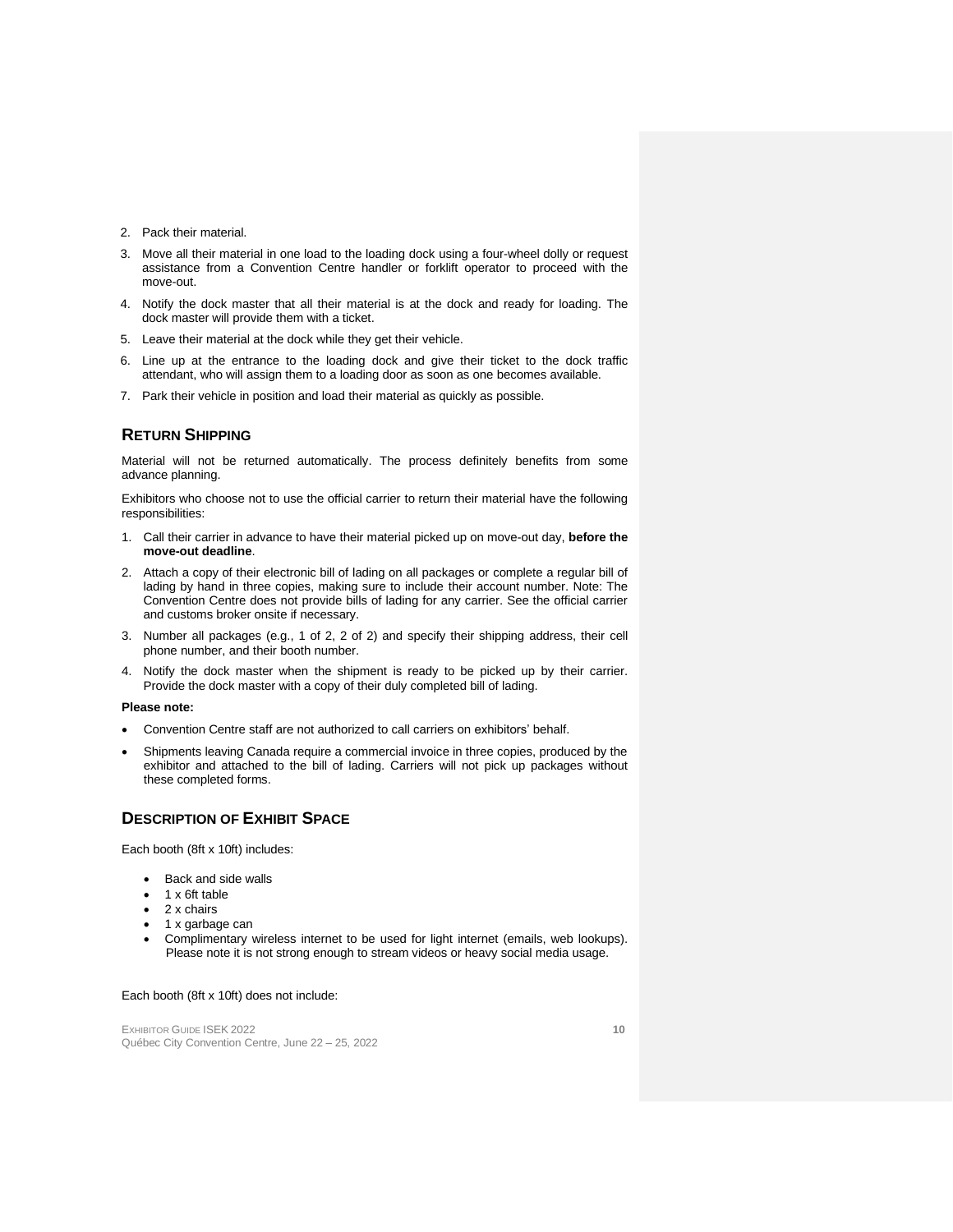2. Pack their material.
3. Move all their material in one load to the loading dock using a four-wheel dolly or request assistance from a Convention Centre handler or forklift operator to proceed with the move-out.
4. Notify the dock master that all their material is at the dock and ready for loading. The dock master will provide them with a ticket.
5. Leave their material at the dock while they get their vehicle.
6. Line up at the entrance to the loading dock and give their ticket to the dock traffic attendant, who will assign them to a loading door as soon as one becomes available.
7. Park their vehicle in position and load their material as quickly as possible.

## Return Shipping

Material will not be returned automatically. The process definitely benefits from some advance planning.

Exhibitors who choose not to use the official carrier to return their material have the following responsibilities:

1. Call their carrier in advance to have their material picked up on move-out day, **before the move-out deadline**.
2. Attach a copy of their electronic bill of lading on all packages or complete a regular bill of lading by hand in three copies, making sure to include their account number. Note: The Convention Centre does not provide bills of lading for any carrier. See the official carrier and customs broker onsite if necessary.
3. Number all packages (e.g., 1 of 2, 2 of 2) and specify their shipping address, their cell phone number, and their booth number.
4. Notify the dock master when the shipment is ready to be picked up by their carrier. Provide the dock master with a copy of their duly completed bill of lading.

**Please note:**

- Convention Centre staff are not authorized to call carriers on exhibitors' behalf.
- Shipments leaving Canada require a commercial invoice in three copies, produced by the exhibitor and attached to the bill of lading. Carriers will not pick up packages without these completed forms.

## Description of Exhibit Space

Each booth (8ft x 10ft) includes:

- Back and side walls
- 1 x 6ft table
- 2 x chairs
- 1 x garbage can
- Complimentary wireless internet to be used for light internet (emails, web lookups). Please note it is not strong enough to stream videos or heavy social media usage.

Each booth (8ft x 10ft) does not include: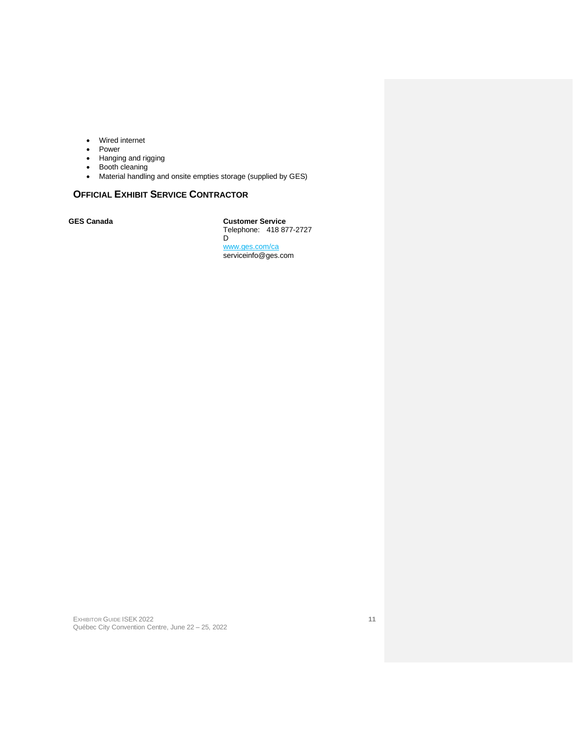- Wired internet
- Power
- Hanging and rigging
- Booth cleaning
- Material handling and onsite empties storage (supplied by GES)

## Official Exhibit Service Contractor

**GES Canada**

**Customer Service**
Telephone: 418 877-2727
D
[www.ges.com/ca](http://www.ges.com/ca)
serviceinfo@ges.com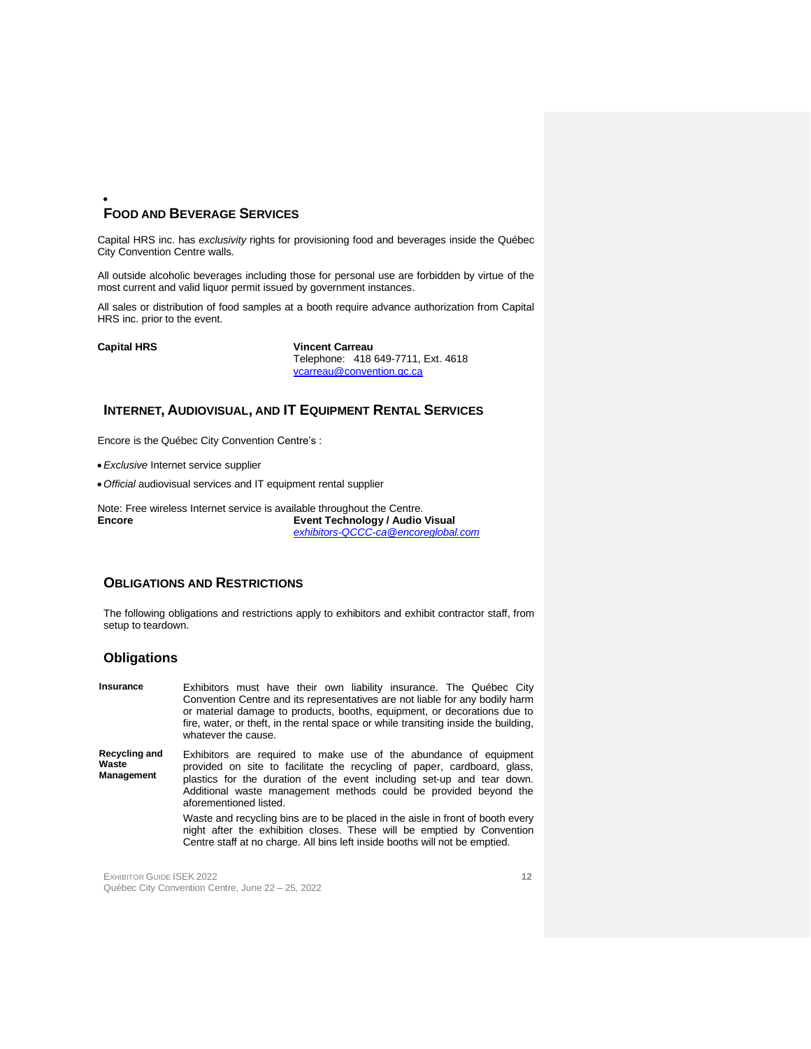## Food and Beverage Services

Capital HRS inc. has *exclusivity* rights for provisioning food and beverages inside the Québec City Convention Centre walls.

All outside alcoholic beverages including those for personal use are forbidden by virtue of the most current and valid liquor permit issued by government instances.

All sales or distribution of food samples at a booth require advance authorization from Capital HRS inc. prior to the event.

| **Capital HRS** | **Vincent Carreau**<br>Telephone: 418 649-7711, Ext. 4618<br>vcarreau@convention.qc.ca |
|---|---|

## Internet, Audiovisual, and IT Equipment Rental Services

Encore is the Québec City Convention Centre's :

- *Exclusive* Internet service supplier
- *Official* audiovisual services and IT equipment rental supplier

Note: Free wireless Internet service is available throughout the Centre.

| **Encore** | **Event Technology / Audio Visual**<br>*exhibitors-QCCC-ca@encoreglobal.com* |
|---|---|

## Obligations and Restrictions

The following obligations and restrictions apply to exhibitors and exhibit contractor staff, from setup to teardown.

### Obligations

**Insurance**

Exhibitors must have their own liability insurance. The Québec City Convention Centre and its representatives are not liable for any bodily harm or material damage to products, booths, equipment, or decorations due to fire, water, or theft, in the rental space or while transiting inside the building, whatever the cause.

**Recycling and Waste Management**

Exhibitors are required to make use of the abundance of equipment provided on site to facilitate the recycling of paper, cardboard, glass, plastics for the duration of the event including set-up and tear down. Additional waste management methods could be provided beyond the aforementioned listed.

Waste and recycling bins are to be placed in the aisle in front of booth every night after the exhibition closes. These will be emptied by Convention Centre staff at no charge. All bins left inside booths will not be emptied.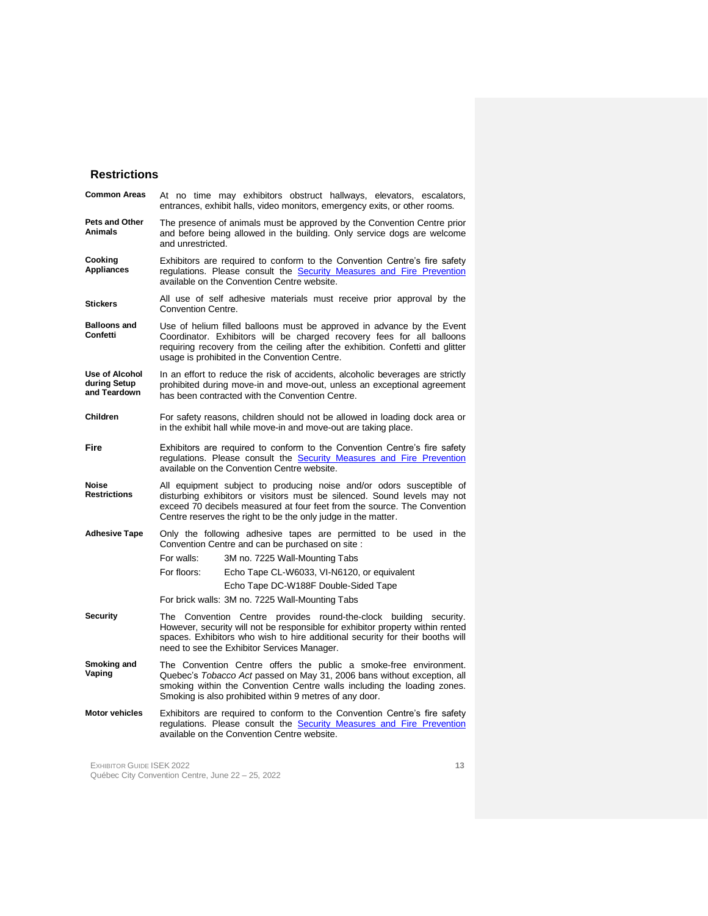## Restrictions

**Common Areas**
At no time may exhibitors obstruct hallways, elevators, escalators, entrances, exhibit halls, video monitors, emergency exits, or other rooms.

**Pets and Other Animals**
The presence of animals must be approved by the Convention Centre prior and before being allowed in the building. Only service dogs are welcome and unrestricted.

**Cooking Appliances**
Exhibitors are required to conform to the Convention Centre's fire safety regulations. Please consult the Security Measures and Fire Prevention available on the Convention Centre website.

**Stickers**
All use of self adhesive materials must receive prior approval by the Convention Centre.

**Balloons and Confetti**
Use of helium filled balloons must be approved in advance by the Event Coordinator. Exhibitors will be charged recovery fees for all balloons requiring recovery from the ceiling after the exhibition. Confetti and glitter usage is prohibited in the Convention Centre.

**Use of Alcohol during Setup and Teardown**
In an effort to reduce the risk of accidents, alcoholic beverages are strictly prohibited during move-in and move-out, unless an exceptional agreement has been contracted with the Convention Centre.

**Children**
For safety reasons, children should not be allowed in loading dock area or in the exhibit hall while move-in and move-out are taking place.

**Fire**
Exhibitors are required to conform to the Convention Centre's fire safety regulations. Please consult the Security Measures and Fire Prevention available on the Convention Centre website.

**Noise Restrictions**
All equipment subject to producing noise and/or odors susceptible of disturbing exhibitors or visitors must be silenced. Sound levels may not exceed 70 decibels measured at four feet from the source. The Convention Centre reserves the right to be the only judge in the matter.

**Adhesive Tape**
Only the following adhesive tapes are permitted to be used in the Convention Centre and can be purchased on site :

For walls: 3M no. 7225 Wall-Mounting Tabs

For floors: Echo Tape CL-W6033, VI-N6120, or equivalent
Echo Tape DC-W188F Double-Sided Tape

For brick walls: 3M no. 7225 Wall-Mounting Tabs

**Security**
The Convention Centre provides round-the-clock building security. However, security will not be responsible for exhibitor property within rented spaces. Exhibitors who wish to hire additional security for their booths will need to see the Exhibitor Services Manager.

**Smoking and Vaping**
The Convention Centre offers the public a smoke-free environment. Quebec's *Tobacco Act* passed on May 31, 2006 bans without exception, all smoking within the Convention Centre walls including the loading zones. Smoking is also prohibited within 9 metres of any door.

**Motor vehicles**
Exhibitors are required to conform to the Convention Centre's fire safety regulations. Please consult the Security Measures and Fire Prevention available on the Convention Centre website.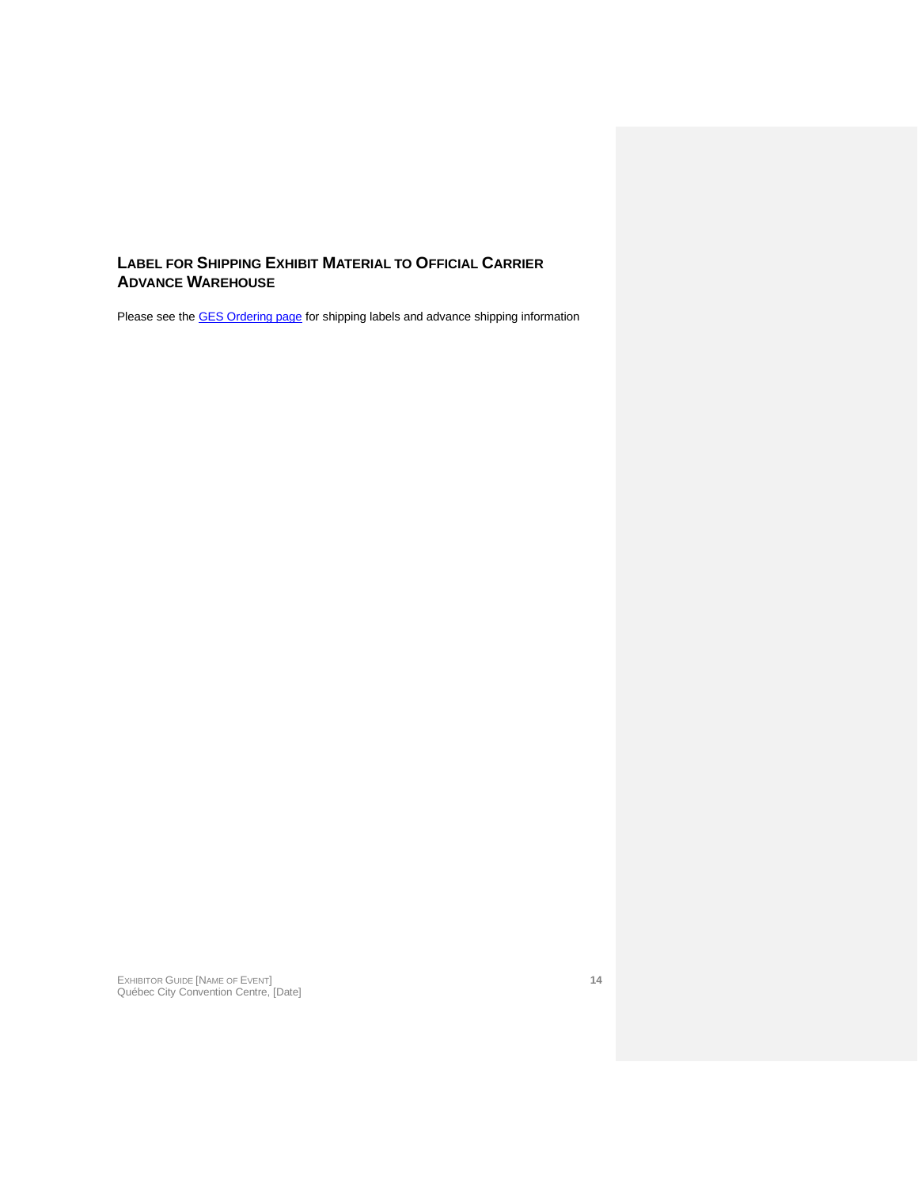## Label for Shipping Exhibit Material to Official Carrier Advance Warehouse

Please see the GES Ordering page for shipping labels and advance shipping information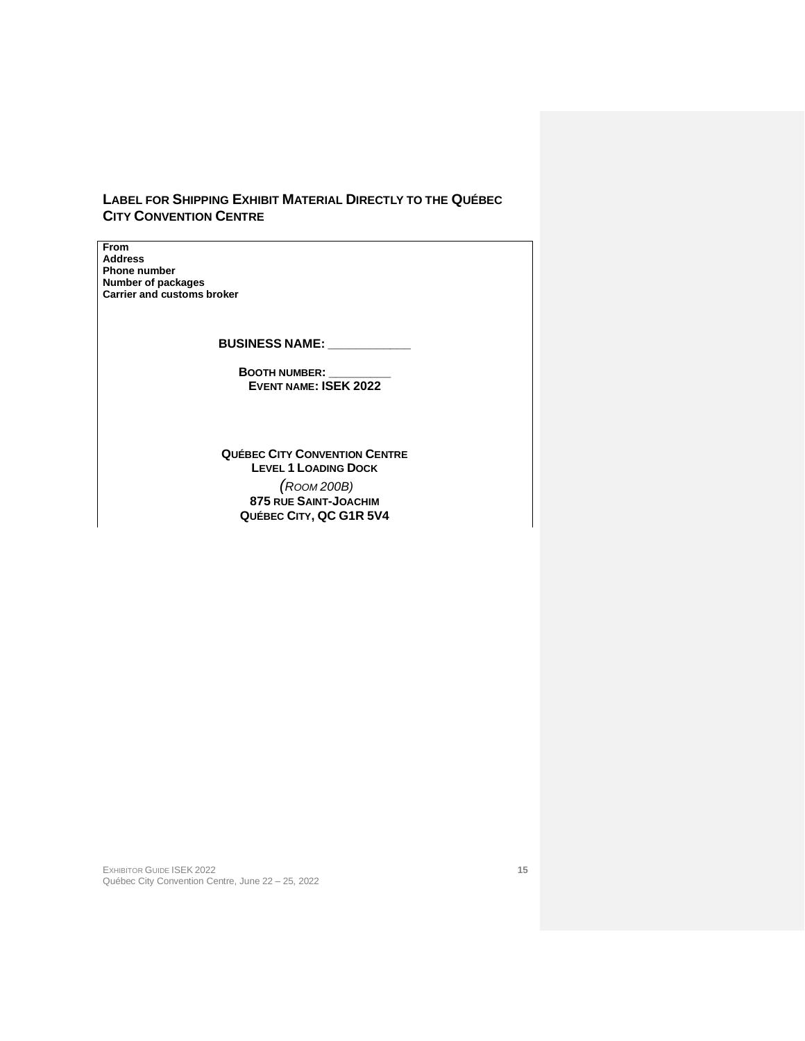## Label for Shipping Exhibit Material Directly to the Québec City Convention Centre

**From**
**Address**
**Phone number**
**Number of packages**
**Carrier and customs broker**

**BUSINESS NAME: ____________**

**BOOTH NUMBER: _________**
**EVENT NAME: ISEK 2022**

**QUÉBEC CITY CONVENTION CENTRE**
**LEVEL 1 LOADING DOCK**
*(ROOM 200B)*
**875 RUE SAINT-JOACHIM**
**QUÉBEC CITY, QC G1R 5V4**